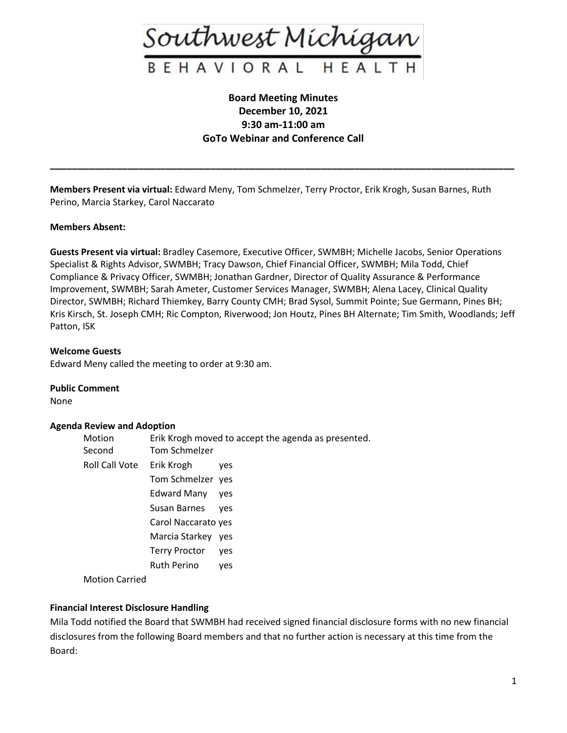# Southwest Michigan BEHAVIORAL HEALTH

**Board Meeting Minutes**
**December 10, 2021**
**9:30 am-11:00 am**
**GoTo Webinar and Conference Call**

---

**Members Present via virtual:** Edward Meny, Tom Schmelzer, Terry Proctor, Erik Krogh, Susan Barnes, Ruth Perino, Marcia Starkey, Carol Naccarato

**Members Absent:**

**Guests Present via virtual:** Bradley Casemore, Executive Officer, SWMBH; Michelle Jacobs, Senior Operations Specialist & Rights Advisor, SWMBH; Tracy Dawson, Chief Financial Officer, SWMBH; Mila Todd, Chief Compliance & Privacy Officer, SWMBH; Jonathan Gardner, Director of Quality Assurance & Performance Improvement, SWMBH; Sarah Ameter, Customer Services Manager, SWMBH; Alena Lacey, Clinical Quality Director, SWMBH; Richard Thiemkey, Barry County CMH; Brad Sysol, Summit Pointe; Sue Germann, Pines BH; Kris Kirsch, St. Joseph CMH; Ric Compton, Riverwood; Jon Houtz, Pines BH Alternate; Tim Smith, Woodlands; Jeff Patton, ISK

**Welcome Guests**

Edward Meny called the meeting to order at 9:30 am.

**Public Comment**

None

**Agenda Review and Adoption**

| | | |
|---|---|---|
| Motion | Erik Krogh moved to accept the agenda as presented. | |
| Second | Tom Schmelzer | |
| Roll Call Vote | Erik Krogh | yes |
| | Tom Schmelzer | yes |
| | Edward Many | yes |
| | Susan Barnes | yes |
| | Carol Naccarato | yes |
| | Marcia Starkey | yes |
| | Terry Proctor | yes |
| | Ruth Perino | yes |

Motion Carried

**Financial Interest Disclosure Handling**

Mila Todd notified the Board that SWMBH had received signed financial disclosure forms with no new financial disclosures from the following Board members and that no further action is necessary at this time from the Board: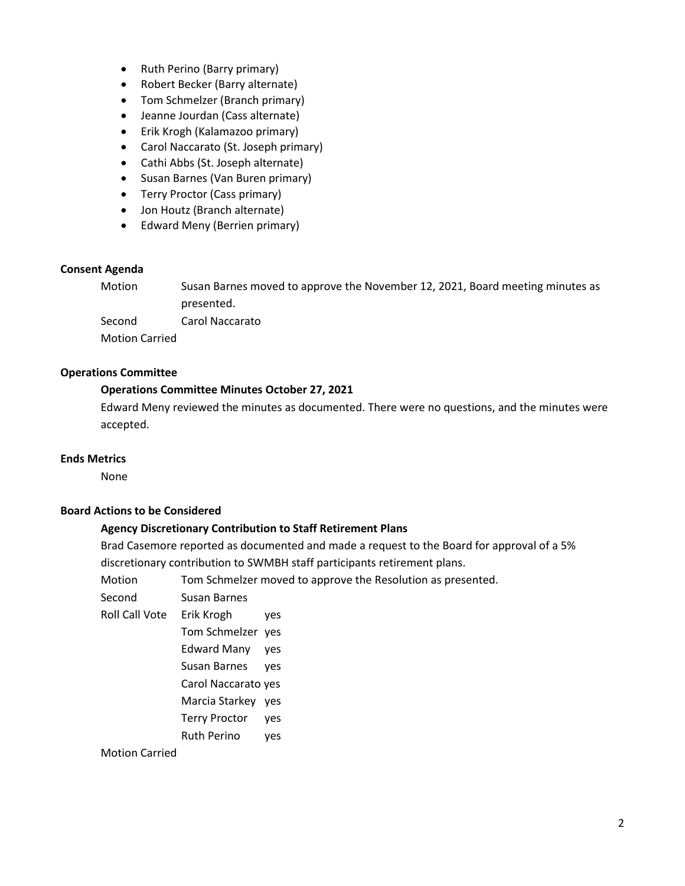- Ruth Perino (Barry primary)
- Robert Becker (Barry alternate)
- Tom Schmelzer (Branch primary)
- Jeanne Jourdan (Cass alternate)
- Erik Krogh (Kalamazoo primary)
- Carol Naccarato (St. Joseph primary)
- Cathi Abbs (St. Joseph alternate)
- Susan Barnes (Van Buren primary)
- Terry Proctor (Cass primary)
- Jon Houtz (Branch alternate)
- Edward Meny (Berrien primary)

**Consent Agenda**

Motion Susan Barnes moved to approve the November 12, 2021, Board meeting minutes as presented.

Second Carol Naccarato

Motion Carried

**Operations Committee**

**Operations Committee Minutes October 27, 2021**

Edward Meny reviewed the minutes as documented. There were no questions, and the minutes were accepted.

**Ends Metrics**

None

**Board Actions to be Considered**

**Agency Discretionary Contribution to Staff Retirement Plans**

Brad Casemore reported as documented and made a request to the Board for approval of a 5% discretionary contribution to SWMBH staff participants retirement plans.

Motion Tom Schmelzer moved to approve the Resolution as presented.

Second Susan Barnes

Roll Call Vote
- Erik Krogh yes
- Tom Schmelzer yes
- Edward Many yes
- Susan Barnes yes
- Carol Naccarato yes
- Marcia Starkey yes
- Terry Proctor yes
- Ruth Perino yes

Motion Carried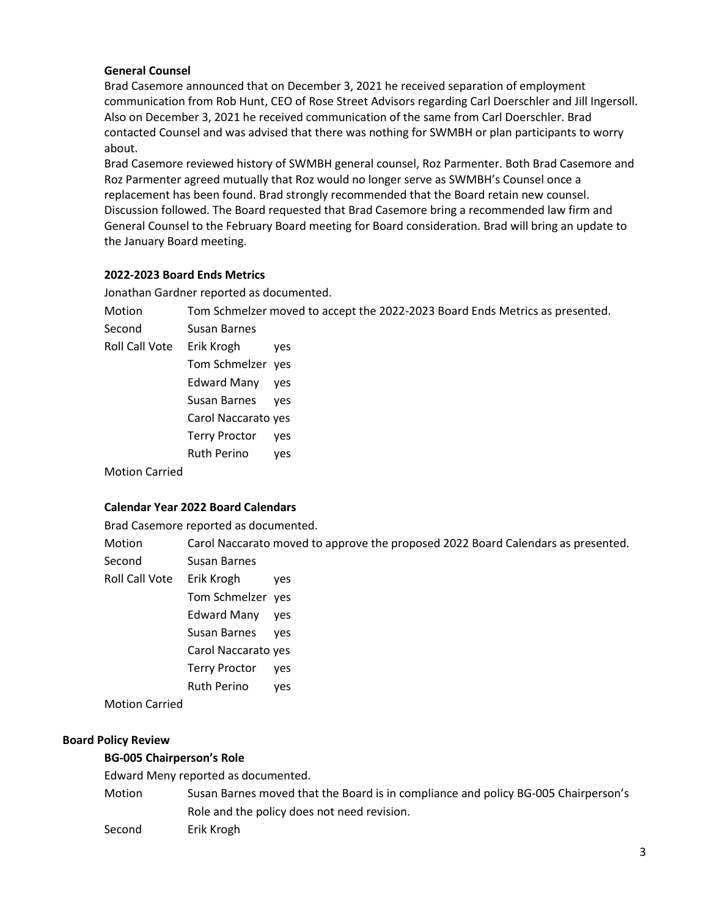**General Counsel**

Brad Casemore announced that on December 3, 2021 he received separation of employment communication from Rob Hunt, CEO of Rose Street Advisors regarding Carl Doerschler and Jill Ingersoll. Also on December 3, 2021 he received communication of the same from Carl Doerschler. Brad contacted Counsel and was advised that there was nothing for SWMBH or plan participants to worry about.

Brad Casemore reviewed history of SWMBH general counsel, Roz Parmenter. Both Brad Casemore and Roz Parmenter agreed mutually that Roz would no longer serve as SWMBH's Counsel once a replacement has been found. Brad strongly recommended that the Board retain new counsel. Discussion followed. The Board requested that Brad Casemore bring a recommended law firm and General Counsel to the February Board meeting for Board consideration. Brad will bring an update to the January Board meeting.

**2022-2023 Board Ends Metrics**

Jonathan Gardner reported as documented.

| | | |
|---|---|---|
| Motion | Tom Schmelzer moved to accept the 2022-2023 Board Ends Metrics as presented. | |
| Second | Susan Barnes | |
| Roll Call Vote | Erik Krogh | yes |
| | Tom Schmelzer | yes |
| | Edward Many | yes |
| | Susan Barnes | yes |
| | Carol Naccarato | yes |
| | Terry Proctor | yes |
| | Ruth Perino | yes |

Motion Carried

**Calendar Year 2022 Board Calendars**

Brad Casemore reported as documented.

| | | |
|---|---|---|
| Motion | Carol Naccarato moved to approve the proposed 2022 Board Calendars as presented. | |
| Second | Susan Barnes | |
| Roll Call Vote | Erik Krogh | yes |
| | Tom Schmelzer | yes |
| | Edward Many | yes |
| | Susan Barnes | yes |
| | Carol Naccarato | yes |
| | Terry Proctor | yes |
| | Ruth Perino | yes |

Motion Carried

**Board Policy Review**

**BG-005 Chairperson's Role**

Edward Meny reported as documented.

| | |
|---|---|
| Motion | Susan Barnes moved that the Board is in compliance and policy BG-005 Chairperson's Role and the policy does not need revision. |
| Second | Erik Krogh |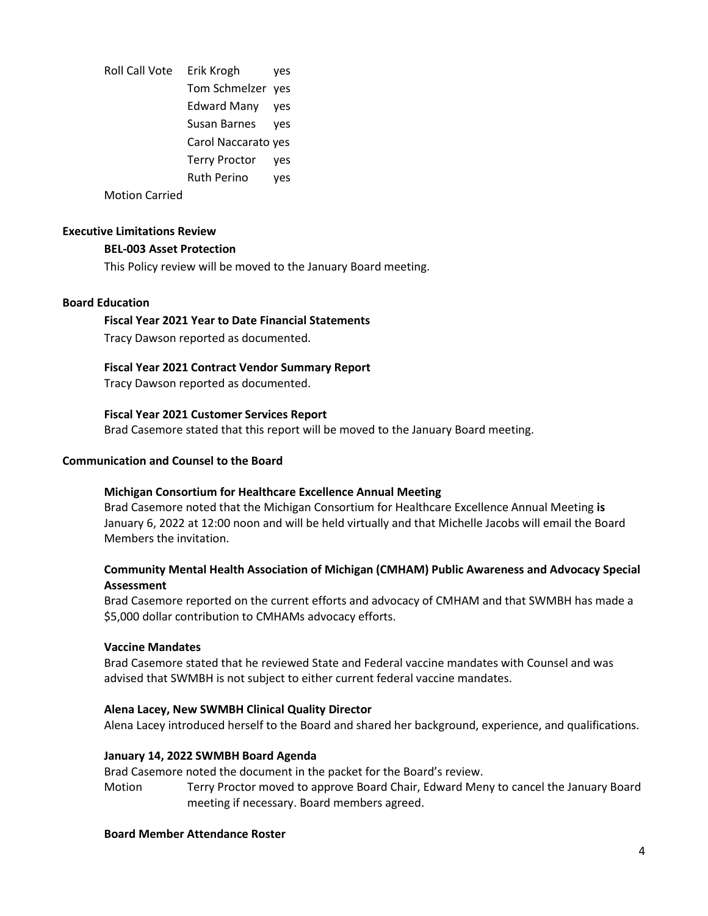| Roll Call Vote | Erik Krogh | yes |
|---|---|---|
| | Tom Schmelzer | yes |
| | Edward Many | yes |
| | Susan Barnes | yes |
| | Carol Naccarato | yes |
| | Terry Proctor | yes |
| | Ruth Perino | yes |

Motion Carried

**Executive Limitations Review**

**BEL-003 Asset Protection**

This Policy review will be moved to the January Board meeting.

**Board Education**

**Fiscal Year 2021 Year to Date Financial Statements**

Tracy Dawson reported as documented.

**Fiscal Year 2021 Contract Vendor Summary Report**

Tracy Dawson reported as documented.

**Fiscal Year 2021 Customer Services Report**

Brad Casemore stated that this report will be moved to the January Board meeting.

**Communication and Counsel to the Board**

**Michigan Consortium for Healthcare Excellence Annual Meeting**

Brad Casemore noted that the Michigan Consortium for Healthcare Excellence Annual Meeting **is** January 6, 2022 at 12:00 noon and will be held virtually and that Michelle Jacobs will email the Board Members the invitation.

**Community Mental Health Association of Michigan (CMHAM) Public Awareness and Advocacy Special Assessment**

Brad Casemore reported on the current efforts and advocacy of CMHAM and that SWMBH has made a \$5,000 dollar contribution to CMHAMs advocacy efforts.

**Vaccine Mandates**

Brad Casemore stated that he reviewed State and Federal vaccine mandates with Counsel and was advised that SWMBH is not subject to either current federal vaccine mandates.

**Alena Lacey, New SWMBH Clinical Quality Director**

Alena Lacey introduced herself to the Board and shared her background, experience, and qualifications.

**January 14, 2022 SWMBH Board Agenda**

Brad Casemore noted the document in the packet for the Board's review.

Motion Terry Proctor moved to approve Board Chair, Edward Meny to cancel the January Board meeting if necessary. Board members agreed.

**Board Member Attendance Roster**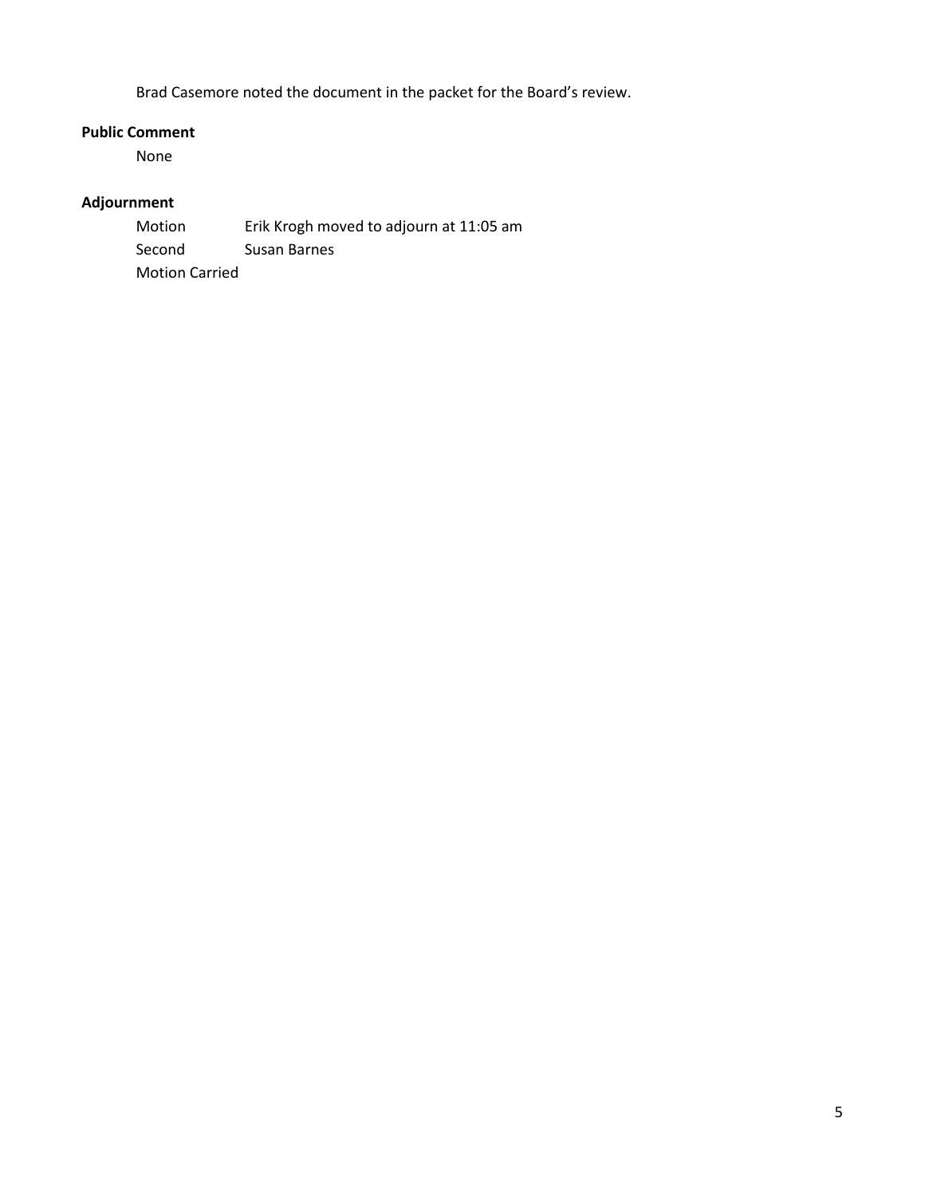Brad Casemore noted the document in the packet for the Board's review.

**Public Comment**

None

**Adjournment**

Motion Erik Krogh moved to adjourn at 11:05 am

Second Susan Barnes

Motion Carried